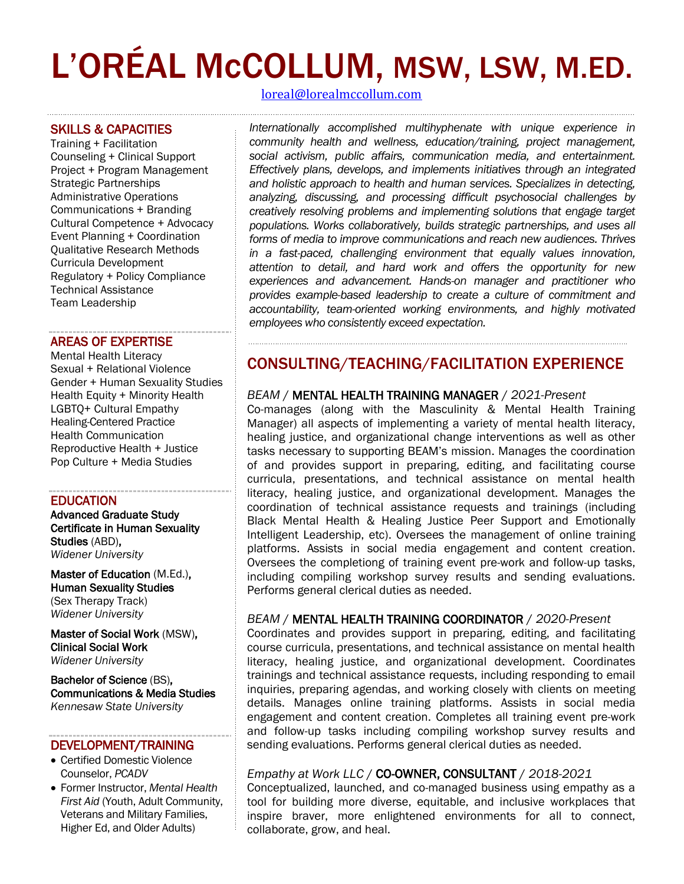# L'ORÉAL McCOLLUM, MSW, LSW, M.ED.

loreal@lorealmccollum.com

## SKILLS & CAPACITIES

Training + Facilitation
Counseling + Clinical Support
Project + Program Management
Strategic Partnerships
Administrative Operations
Communications + Branding
Cultural Competence + Advocacy
Event Planning + Coordination
Qualitative Research Methods
Curricula Development
Regulatory + Policy Compliance
Technical Assistance
Team Leadership

## AREAS OF EXPERTISE

Mental Health Literacy
Sexual + Relational Violence
Gender + Human Sexuality Studies
Health Equity + Minority Health
LGBTQ+ Cultural Empathy
Healing-Centered Practice
Health Communication
Reproductive Health + Justice
Pop Culture + Media Studies

## EDUCATION

**Advanced Graduate Study Certificate in Human Sexuality Studies** (ABD),
*Widener University*

**Master of Education** (M.Ed.), **Human Sexuality Studies**
(Sex Therapy Track)
*Widener University*

**Master of Social Work** (MSW), **Clinical Social Work**
*Widener University*

**Bachelor of Science** (BS), **Communications & Media Studies**
*Kennesaw State University*

## DEVELOPMENT/TRAINING

- Certified Domestic Violence Counselor, *PCADV*
- Former Instructor, *Mental Health First Aid* (Youth, Adult Community, Veterans and Military Families, Higher Ed, and Older Adults)

*Internationally accomplished multihyphenate with unique experience in community health and wellness, education/training, project management, social activism, public affairs, communication media, and entertainment. Effectively plans, develops, and implements initiatives through an integrated and holistic approach to health and human services. Specializes in detecting, analyzing, discussing, and processing difficult psychosocial challenges by creatively resolving problems and implementing solutions that engage target populations. Works collaboratively, builds strategic partnerships, and uses all forms of media to improve communications and reach new audiences. Thrives in a fast-paced, challenging environment that equally values innovation, attention to detail, and hard work and offers the opportunity for new experiences and advancement. Hands-on manager and practitioner who provides example-based leadership to create a culture of commitment and accountability, team-oriented working environments, and highly motivated employees who consistently exceed expectation.*

## CONSULTING/TEACHING/FACILITATION EXPERIENCE

*BEAM* / MENTAL HEALTH TRAINING MANAGER / *2021-Present*

Co-manages (along with the Masculinity & Mental Health Training Manager) all aspects of implementing a variety of mental health literacy, healing justice, and organizational change interventions as well as other tasks necessary to supporting BEAM's mission. Manages the coordination of and provides support in preparing, editing, and facilitating course curricula, presentations, and technical assistance on mental health literacy, healing justice, and organizational development. Manages the coordination of technical assistance requests and trainings (including Black Mental Health & Healing Justice Peer Support and Emotionally Intelligent Leadership, etc). Oversees the management of online training platforms. Assists in social media engagement and content creation. Oversees the completiong of training event pre-work and follow-up tasks, including compiling workshop survey results and sending evaluations. Performs general clerical duties as needed.

*BEAM* / MENTAL HEALTH TRAINING COORDINATOR / *2020-Present*

Coordinates and provides support in preparing, editing, and facilitating course curricula, presentations, and technical assistance on mental health literacy, healing justice, and organizational development. Coordinates trainings and technical assistance requests, including responding to email inquiries, preparing agendas, and working closely with clients on meeting details. Manages online training platforms. Assists in social media engagement and content creation. Completes all training event pre-work and follow-up tasks including compiling workshop survey results and sending evaluations. Performs general clerical duties as needed.

*Empathy at Work LLC* / CO-OWNER, CONSULTANT / *2018-2021*

Conceptualized, launched, and co-managed business using empathy as a tool for building more diverse, equitable, and inclusive workplaces that inspire braver, more enlightened environments for all to connect, collaborate, grow, and heal.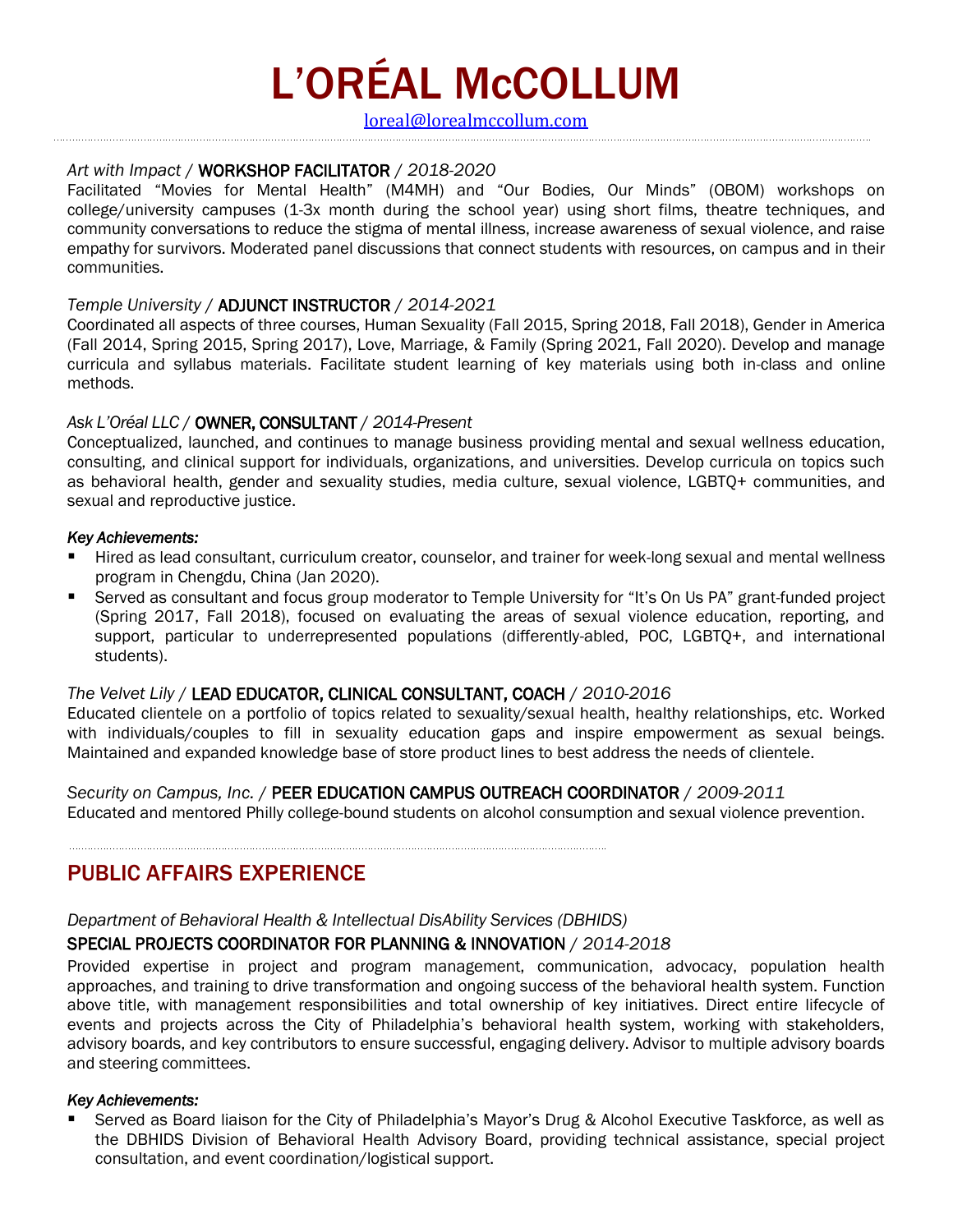# L'ORÉAL McCOLLUM

loreal@lorealmccollum.com

---

*Art with Impact* / WORKSHOP FACILITATOR / *2018-2020*

Facilitated "Movies for Mental Health" (M4MH) and "Our Bodies, Our Minds" (OBOM) workshops on college/university campuses (1-3x month during the school year) using short films, theatre techniques, and community conversations to reduce the stigma of mental illness, increase awareness of sexual violence, and raise empathy for survivors. Moderated panel discussions that connect students with resources, on campus and in their communities.

*Temple University* / ADJUNCT INSTRUCTOR / *2014-2021*

Coordinated all aspects of three courses, Human Sexuality (Fall 2015, Spring 2018, Fall 2018), Gender in America (Fall 2014, Spring 2015, Spring 2017), Love, Marriage, & Family (Spring 2021, Fall 2020). Develop and manage curricula and syllabus materials. Facilitate student learning of key materials using both in-class and online methods.

*Ask L'Oréal LLC* / OWNER, CONSULTANT / *2014-Present*

Conceptualized, launched, and continues to manage business providing mental and sexual wellness education, consulting, and clinical support for individuals, organizations, and universities. Develop curricula on topics such as behavioral health, gender and sexuality studies, media culture, sexual violence, LGBTQ+ communities, and sexual and reproductive justice.

***Key Achievements:***

- Hired as lead consultant, curriculum creator, counselor, and trainer for week-long sexual and mental wellness program in Chengdu, China (Jan 2020).
- Served as consultant and focus group moderator to Temple University for "It's On Us PA" grant-funded project (Spring 2017, Fall 2018), focused on evaluating the areas of sexual violence education, reporting, and support, particular to underrepresented populations (differently-abled, POC, LGBTQ+, and international students).

*The Velvet Lily* / LEAD EDUCATOR, CLINICAL CONSULTANT, COACH / *2010-2016*

Educated clientele on a portfolio of topics related to sexuality/sexual health, healthy relationships, etc. Worked with individuals/couples to fill in sexuality education gaps and inspire empowerment as sexual beings. Maintained and expanded knowledge base of store product lines to best address the needs of clientele.

*Security on Campus, Inc.* / PEER EDUCATION CAMPUS OUTREACH COORDINATOR / *2009-2011*

Educated and mentored Philly college-bound students on alcohol consumption and sexual violence prevention.

---

## PUBLIC AFFAIRS EXPERIENCE

*Department of Behavioral Health & Intellectual DisAbility Services (DBHIDS)*

SPECIAL PROJECTS COORDINATOR FOR PLANNING & INNOVATION / *2014-2018*

Provided expertise in project and program management, communication, advocacy, population health approaches, and training to drive transformation and ongoing success of the behavioral health system. Function above title, with management responsibilities and total ownership of key initiatives. Direct entire lifecycle of events and projects across the City of Philadelphia's behavioral health system, working with stakeholders, advisory boards, and key contributors to ensure successful, engaging delivery. Advisor to multiple advisory boards and steering committees.

***Key Achievements:***

- Served as Board liaison for the City of Philadelphia's Mayor's Drug & Alcohol Executive Taskforce, as well as the DBHIDS Division of Behavioral Health Advisory Board, providing technical assistance, special project consultation, and event coordination/logistical support.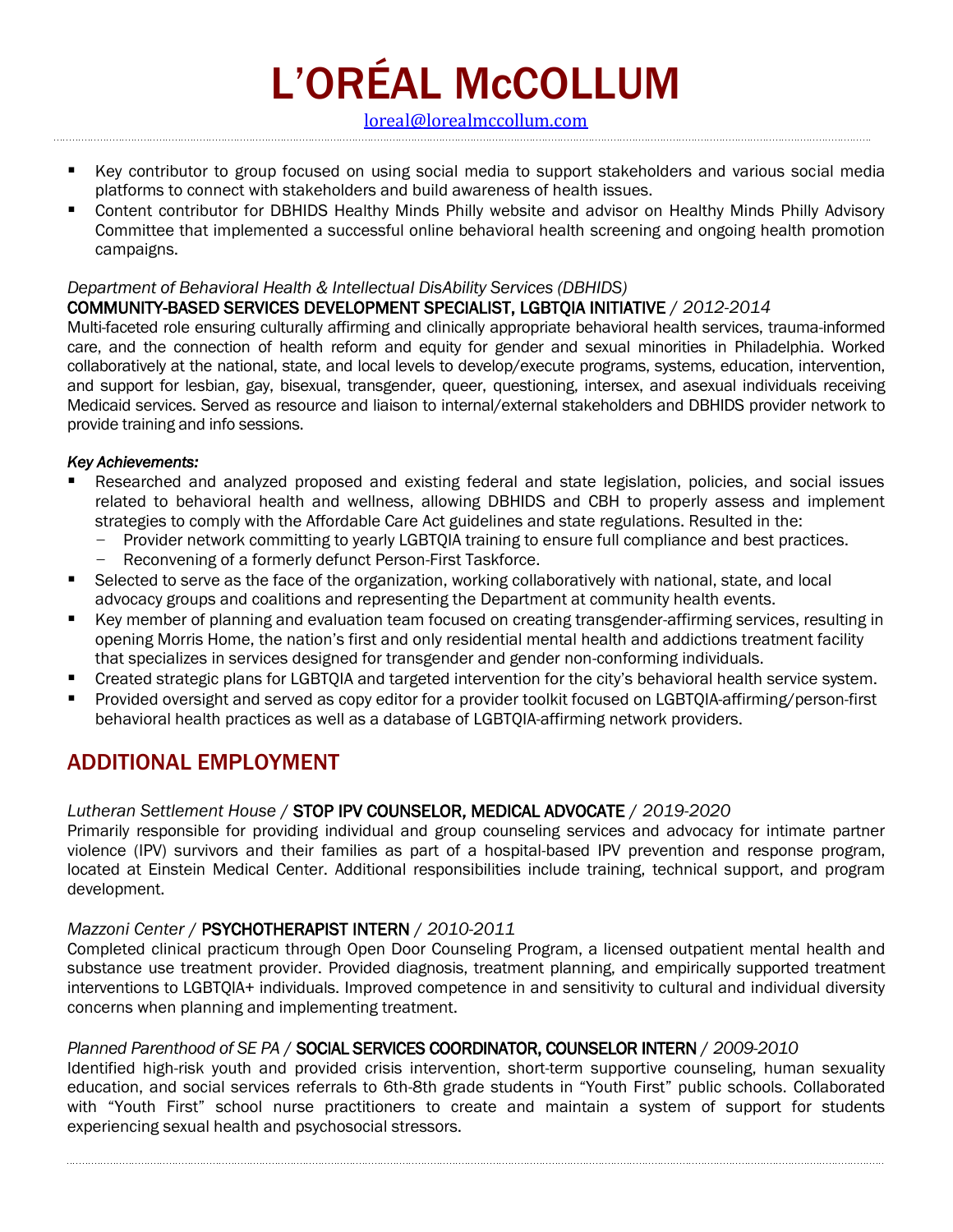# L'ORÉAL McCOLLUM

[loreal@lorealmccollum.com](mailto:loreal@lorealmccollum.com)

- Key contributor to group focused on using social media to support stakeholders and various social media platforms to connect with stakeholders and build awareness of health issues.
- Content contributor for DBHIDS Healthy Minds Philly website and advisor on Healthy Minds Philly Advisory Committee that implemented a successful online behavioral health screening and ongoing health promotion campaigns.

*Department of Behavioral Health & Intellectual DisAbility Services (DBHIDS)*
COMMUNITY-BASED SERVICES DEVELOPMENT SPECIALIST, LGBTQIA INITIATIVE / *2012-2014*

Multi-faceted role ensuring culturally affirming and clinically appropriate behavioral health services, trauma-informed care, and the connection of health reform and equity for gender and sexual minorities in Philadelphia. Worked collaboratively at the national, state, and local levels to develop/execute programs, systems, education, intervention, and support for lesbian, gay, bisexual, transgender, queer, questioning, intersex, and asexual individuals receiving Medicaid services. Served as resource and liaison to internal/external stakeholders and DBHIDS provider network to provide training and info sessions.

***Key Achievements:***

- Researched and analyzed proposed and existing federal and state legislation, policies, and social issues related to behavioral health and wellness, allowing DBHIDS and CBH to properly assess and implement strategies to comply with the Affordable Care Act guidelines and state regulations. Resulted in the:
  - Provider network committing to yearly LGBTQIA training to ensure full compliance and best practices.
  - Reconvening of a formerly defunct Person-First Taskforce.
- Selected to serve as the face of the organization, working collaboratively with national, state, and local advocacy groups and coalitions and representing the Department at community health events.
- Key member of planning and evaluation team focused on creating transgender-affirming services, resulting in opening Morris Home, the nation's first and only residential mental health and addictions treatment facility that specializes in services designed for transgender and gender non-conforming individuals.
- Created strategic plans for LGBTQIA and targeted intervention for the city's behavioral health service system.
- Provided oversight and served as copy editor for a provider toolkit focused on LGBTQIA-affirming/person-first behavioral health practices as well as a database of LGBTQIA-affirming network providers.

## ADDITIONAL EMPLOYMENT

*Lutheran Settlement House* / STOP IPV COUNSELOR, MEDICAL ADVOCATE / *2019-2020*

Primarily responsible for providing individual and group counseling services and advocacy for intimate partner violence (IPV) survivors and their families as part of a hospital-based IPV prevention and response program, located at Einstein Medical Center. Additional responsibilities include training, technical support, and program development.

*Mazzoni Center* / PSYCHOTHERAPIST INTERN / *2010-2011*

Completed clinical practicum through Open Door Counseling Program, a licensed outpatient mental health and substance use treatment provider. Provided diagnosis, treatment planning, and empirically supported treatment interventions to LGBTQIA+ individuals. Improved competence in and sensitivity to cultural and individual diversity concerns when planning and implementing treatment.

*Planned Parenthood of SE PA* / SOCIAL SERVICES COORDINATOR, COUNSELOR INTERN / *2009-2010*

Identified high-risk youth and provided crisis intervention, short-term supportive counseling, human sexuality education, and social services referrals to 6th-8th grade students in "Youth First" public schools. Collaborated with "Youth First" school nurse practitioners to create and maintain a system of support for students experiencing sexual health and psychosocial stressors.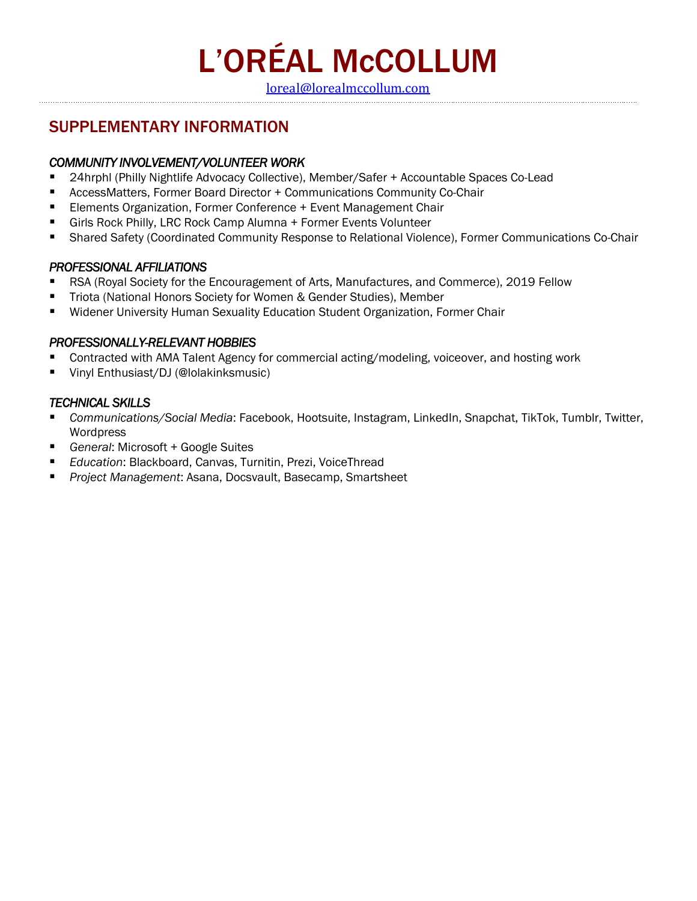# L'ORÉAL McCOLLUM

loreal@lorealmccollum.com

## SUPPLEMENTARY INFORMATION

### *COMMUNITY INVOLVEMENT/VOLUNTEER WORK*

- 24hrphl (Philly Nightlife Advocacy Collective), Member/Safer + Accountable Spaces Co-Lead
- AccessMatters, Former Board Director + Communications Community Co-Chair
- Elements Organization, Former Conference + Event Management Chair
- Girls Rock Philly, LRC Rock Camp Alumna + Former Events Volunteer
- Shared Safety (Coordinated Community Response to Relational Violence), Former Communications Co-Chair

### *PROFESSIONAL AFFILIATIONS*

- RSA (Royal Society for the Encouragement of Arts, Manufactures, and Commerce), 2019 Fellow
- Triota (National Honors Society for Women & Gender Studies), Member
- Widener University Human Sexuality Education Student Organization, Former Chair

### *PROFESSIONALLY-RELEVANT HOBBIES*

- Contracted with AMA Talent Agency for commercial acting/modeling, voiceover, and hosting work
- Vinyl Enthusiast/DJ (@lolakinksmusic)

### *TECHNICAL SKILLS*

- *Communications/Social Media*: Facebook, Hootsuite, Instagram, LinkedIn, Snapchat, TikTok, Tumblr, Twitter, Wordpress
- *General*: Microsoft + Google Suites
- *Education*: Blackboard, Canvas, Turnitin, Prezi, VoiceThread
- *Project Management*: Asana, Docsvault, Basecamp, Smartsheet